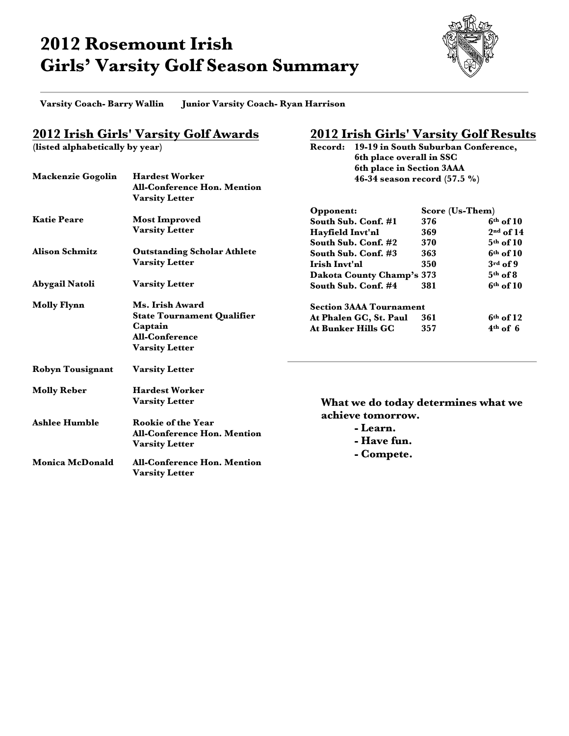# 2012 Rosemount Irish Girls' Varsity Golf Season Summary

**Varsity Coach- Barry Wallin    Junior Varsity Coach- Ryan Harrison**

## 2012 Irish Girls' Varsity Golf Awards

**(listed alphabetically by year)**

| | |
|---|---|
| **Mackenzie Gogolin** | **Hardest Worker**<br>**All-Conference Hon. Mention**<br>**Varsity Letter** |
| **Katie Peare** | **Most Improved**<br>**Varsity Letter** |
| **Alison Schmitz** | **Outstanding Scholar Athlete**<br>**Varsity Letter** |
| **Abygail Natoli** | **Varsity Letter** |
| **Molly Flynn** | **Ms. Irish Award**<br>**State Tournament Qualifier**<br>**Captain**<br>**All-Conference**<br>**Varsity Letter** |
| **Robyn Tousignant** | **Varsity Letter** |
| **Molly Reber** | **Hardest Worker**<br>**Varsity Letter** |
| **Ashlee Humble** | **Rookie of the Year**<br>**All-Conference Hon. Mention**<br>**Varsity Letter** |
| **Monica McDonald** | **All-Conference Hon. Mention**<br>**Varsity Letter** |

## 2012 Irish Girls' Varsity Golf Results

**Record: 19-19 in South Suburban Conference,**
**6th place overall in SSC**
**6th place in Section 3AAA**
**46-34 season record (57.5 %)**

| Opponent: | Score (Us-Them) | |
|---|---|---|
| South Sub. Conf. #1 | 376 | 6th of 10 |
| Hayfield Invt'nl | 369 | 2nd of 14 |
| South Sub. Conf. #2 | 370 | 5th of 10 |
| South Sub. Conf. #3 | 363 | 6th of 10 |
| Irish Invt'nl | 350 | 3rd of 9 |
| Dakota County Champ's | 373 | 5th of 8 |
| South Sub. Conf. #4 | 381 | 6th of 10 |
| **Section 3AAA Tournament** | | |
| At Phalen GC, St. Paul | 361 | 6th of 12 |
| At Bunker Hills GC | 357 | 4th of 6 |

**What we do today determines what we achieve tomorrow.**

- **Learn.**
- **Have fun.**
- **Compete.**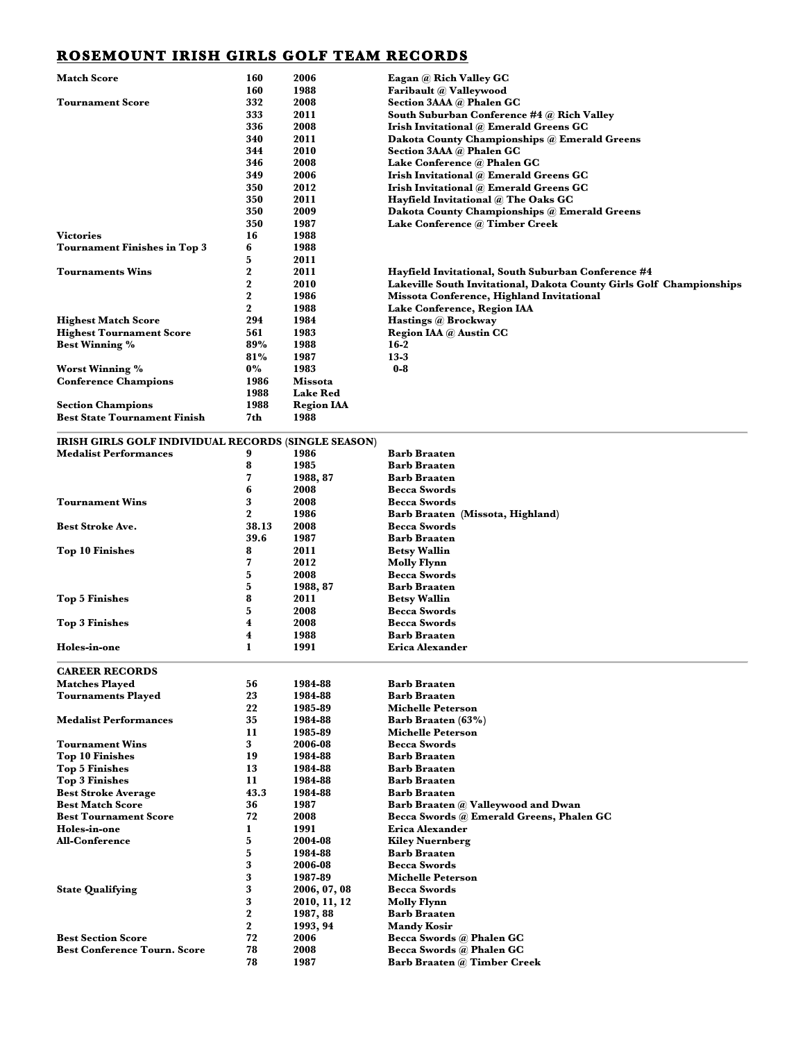## ROSEMOUNT IRISH GIRLS GOLF TEAM RECORDS

| | | | |
|---|---|---|---|
| **Match Score** | 160 | 2006 | Eagan @ Rich Valley GC |
| | 160 | 1988 | Faribault @ Valleywood |
| **Tournament Score** | 332 | 2008 | Section 3AAA @ Phalen GC |
| | 333 | 2011 | South Suburban Conference #4 @ Rich Valley |
| | 336 | 2008 | Irish Invitational @ Emerald Greens GC |
| | 340 | 2011 | Dakota County Championships @ Emerald Greens |
| | 344 | 2010 | Section 3AAA @ Phalen GC |
| | 346 | 2008 | Lake Conference @ Phalen GC |
| | 349 | 2006 | Irish Invitational @ Emerald Greens GC |
| | 350 | 2012 | Irish Invitational @ Emerald Greens GC |
| | 350 | 2011 | Hayfield Invitational @ The Oaks GC |
| | 350 | 2009 | Dakota County Championships @ Emerald Greens |
| | 350 | 1987 | Lake Conference @ Timber Creek |
| **Victories** | 16 | 1988 | |
| **Tournament Finishes in Top 3** | 6 | 1988 | |
| | 5 | 2011 | |
| **Tournaments Wins** | 2 | 2011 | Hayfield Invitational, South Suburban Conference #4 |
| | 2 | 2010 | Lakeville South Invitational, Dakota County Girls Golf Championships |
| | 2 | 1986 | Missota Conference, Highland Invitational |
| | 2 | 1988 | Lake Conference, Region IAA |
| **Highest Match Score** | 294 | 1984 | Hastings @ Brockway |
| **Highest Tournament Score** | 561 | 1983 | Region IAA @ Austin CC |
| **Best Winning %** | 89% | 1988 | 16-2 |
| | 81% | 1987 | 13-3 |
| **Worst Winning %** | 0% | 1983 | 0-8 |
| **Conference Champions** | 1986 | Missota | |
| | 1988 | Lake Red | |
| **Section Champions** | 1988 | Region IAA | |
| **Best State Tournament Finish** | 7th | 1988 | |

### IRISH GIRLS GOLF INDIVIDUAL RECORDS (SINGLE SEASON)

| | | | |
|---|---|---|---|
| **Medalist Performances** | 9 | 1986 | Barb Braaten |
| | 8 | 1985 | Barb Braaten |
| | 7 | 1988, 87 | Barb Braaten |
| | 6 | 2008 | Becca Swords |
| **Tournament Wins** | 3 | 2008 | Becca Swords |
| | 2 | 1986 | Barb Braaten (Missota, Highland) |
| **Best Stroke Ave.** | 38.13 | 2008 | Becca Swords |
| | 39.6 | 1987 | Barb Braaten |
| **Top 10 Finishes** | 8 | 2011 | Betsy Wallin |
| | 7 | 2012 | Molly Flynn |
| | 5 | 2008 | Becca Swords |
| | 5 | 1988, 87 | Barb Braaten |
| **Top 5 Finishes** | 8 | 2011 | Betsy Wallin |
| | 5 | 2008 | Becca Swords |
| **Top 3 Finishes** | 4 | 2008 | Becca Swords |
| | 4 | 1988 | Barb Braaten |
| **Holes-in-one** | 1 | 1991 | Erica Alexander |

### CAREER RECORDS

| | | | |
|---|---|---|---|
| **Matches Played** | 56 | 1984-88 | Barb Braaten |
| **Tournaments Played** | 23 | 1984-88 | Barb Braaten |
| | 22 | 1985-89 | Michelle Peterson |
| **Medalist Performances** | 35 | 1984-88 | Barb Braaten (63%) |
| | 11 | 1985-89 | Michelle Peterson |
| **Tournament Wins** | 3 | 2006-08 | Becca Swords |
| **Top 10 Finishes** | 19 | 1984-88 | Barb Braaten |
| **Top 5 Finishes** | 13 | 1984-88 | Barb Braaten |
| **Top 3 Finishes** | 11 | 1984-88 | Barb Braaten |
| **Best Stroke Average** | 43.3 | 1984-88 | Barb Braaten |
| **Best Match Score** | 36 | 1987 | Barb Braaten @ Valleywood and Dwan |
| **Best Tournament Score** | 72 | 2008 | Becca Swords @ Emerald Greens, Phalen GC |
| **Holes-in-one** | 1 | 1991 | Erica Alexander |
| **All-Conference** | 5 | 2004-08 | Kiley Nuernberg |
| | 5 | 1984-88 | Barb Braaten |
| | 3 | 2006-08 | Becca Swords |
| | 3 | 1987-89 | Michelle Peterson |
| **State Qualifying** | 3 | 2006, 07, 08 | Becca Swords |
| | 3 | 2010, 11, 12 | Molly Flynn |
| | 2 | 1987, 88 | Barb Braaten |
| | 2 | 1993, 94 | Mandy Kosir |
| **Best Section Score** | 72 | 2006 | Becca Swords @ Phalen GC |
| **Best Conference Tourn. Score** | 78 | 2008 | Becca Swords @ Phalen GC |
| | 78 | 1987 | Barb Braaten @ Timber Creek |